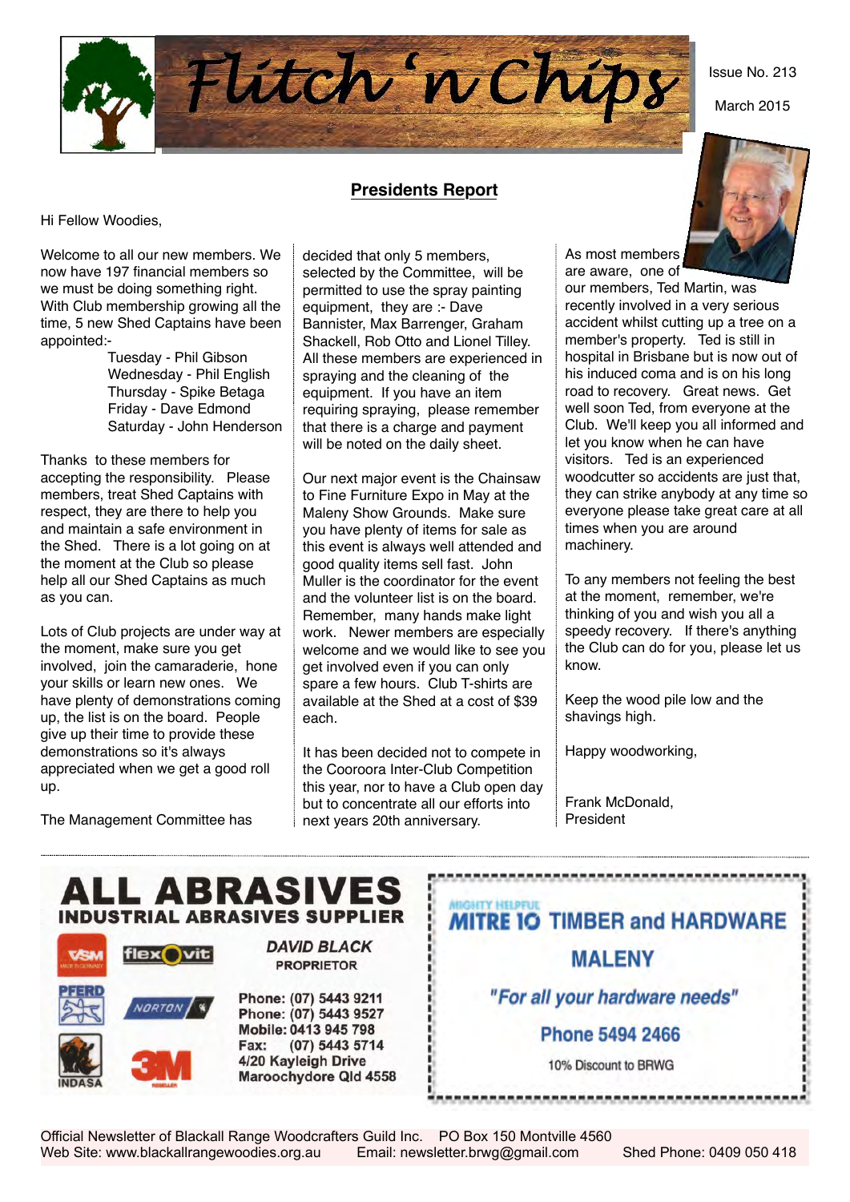# Flitch 'n Chips

Issue No. 213

March 2015

## Presidents Report

Hi Fellow Woodies,

Welcome to all our new members. We now have 197 financial members so we must be doing something right. With Club membership growing all the time, 5 new Shed Captains have been appointed:-

- Tuesday - Phil Gibson
- Wednesday - Phil English
- Thursday - Spike Betaga
- Friday - Dave Edmond
- Saturday - John Henderson

Thanks to these members for accepting the responsibility. Please members, treat Shed Captains with respect, they are there to help you and maintain a safe environment in the Shed. There is a lot going on at the moment at the Club so please help all our Shed Captains as much as you can.

Lots of Club projects are under way at the moment, make sure you get involved, join the camaraderie, hone your skills or learn new ones. We have plenty of demonstrations coming up, the list is on the board. People give up their time to provide these demonstrations so it's always appreciated when we get a good roll up.

The Management Committee has decided that only 5 members, selected by the Committee, will be permitted to use the spray painting equipment, they are :- Dave Bannister, Max Barrenger, Graham Shackell, Rob Otto and Lionel Tilley. All these members are experienced in spraying and the cleaning of the equipment. If you have an item requiring spraying, please remember that there is a charge and payment will be noted on the daily sheet.

Our next major event is the Chainsaw to Fine Furniture Expo in May at the Maleny Show Grounds. Make sure you have plenty of items for sale as this event is always well attended and good quality items sell fast. John Muller is the coordinator for the event and the volunteer list is on the board. Remember, many hands make light work. Newer members are especially welcome and we would like to see you get involved even if you can only spare a few hours. Club T-shirts are available at the Shed at a cost of $39 each.

It has been decided not to compete in the Cooroora Inter-Club Competition this year, nor to have a Club open day but to concentrate all our efforts into next years 20th anniversary.

As most members are aware, one of our members, Ted Martin, was recently involved in a very serious accident whilst cutting up a tree on a member's property. Ted is still in hospital in Brisbane but is now out of his induced coma and is on his long road to recovery. Great news. Get well soon Ted, from everyone at the Club. We'll keep you all informed and let you know when he can have visitors. Ted is an experienced woodcutter so accidents are just that, they can strike anybody at any time so everyone please take great care at all times when you are around machinery.

To any members not feeling the best at the moment, remember, we're thinking of you and wish you all a speedy recovery. If there's anything the Club can do for you, please let us know.

Keep the wood pile low and the shavings high.

Happy woodworking,

Frank McDonald,
President

---

**ALL ABRASIVES**
**INDUSTRIAL ABRASIVES SUPPLIER**

VSM · flexovit · PFERD · NORTON · INDASA · 3M

*DAVID BLACK*
PROPRIETOR

Phone: (07) 5443 9211
Phone: (07) 5443 9527
Mobile: 0413 945 798
Fax: (07) 5443 5714
4/20 Kayleigh Drive
Maroochydore Qld 4558

---

MIGHTY HELPFUL
**MITRE 10 TIMBER and HARDWARE**

**MALENY**

*"For all your hardware needs"*

**Phone 5494 2466**

10% Discount to BRWG

---

Official Newsletter of Blackall Range Woodcrafters Guild Inc. PO Box 150 Montville 4560
Web Site: www.blackallrangewoodies.org.au Email: newsletter.brwg@gmail.com Shed Phone: 0409 050 418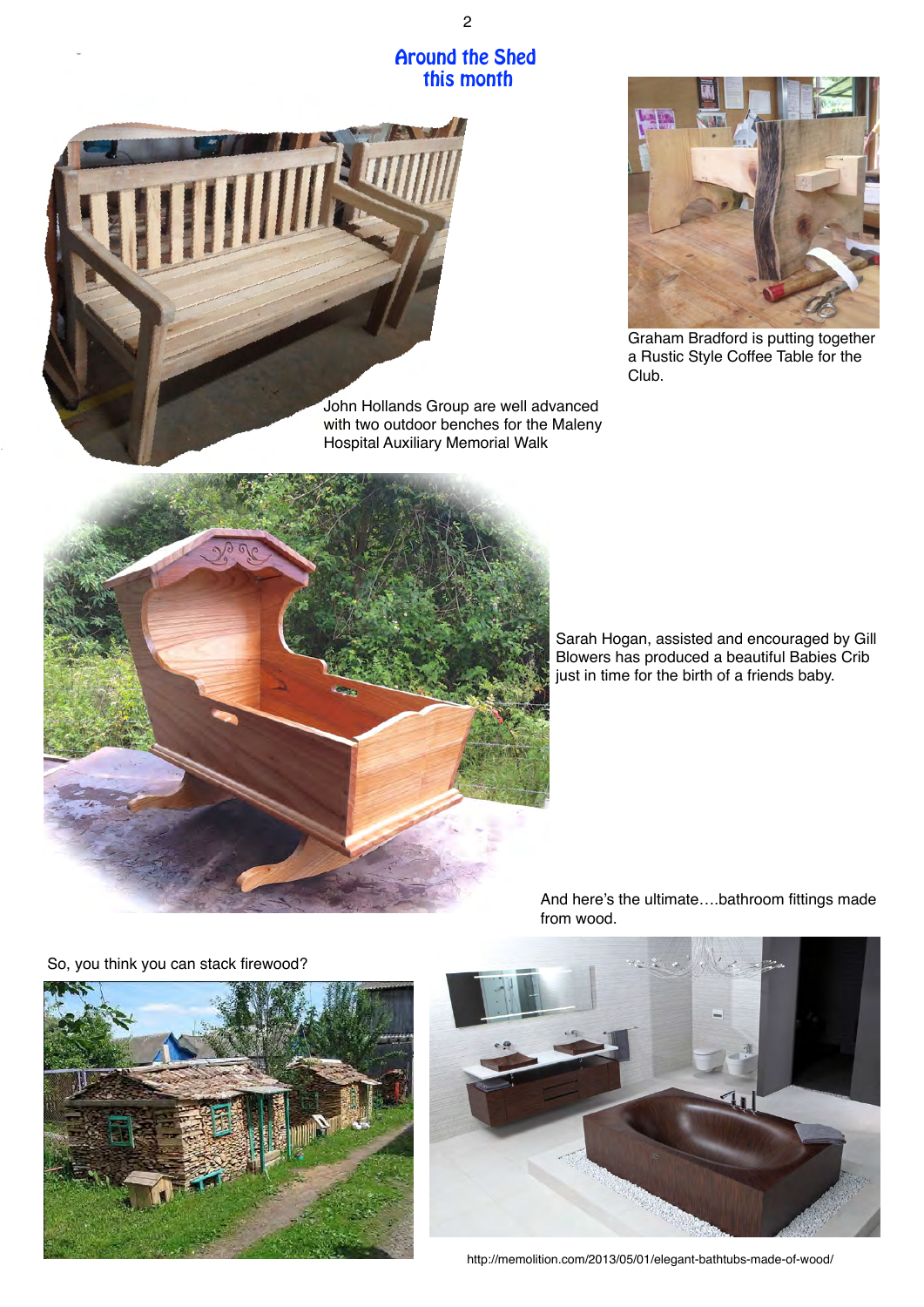# Around the Shed this month

Graham Bradford is putting together a Rustic Style Coffee Table for the Club.

John Hollands Group are well advanced with two outdoor benches for the Maleny Hospital Auxiliary Memorial Walk

Sarah Hogan, assisted and encouraged by Gill Blowers has produced a beautiful Babies Crib just in time for the birth of a friends baby.

And here's the ultimate….bathroom fittings made from wood.

So, you think you can stack firewood?

http://memolition.com/2013/05/01/elegant-bathtubs-made-of-wood/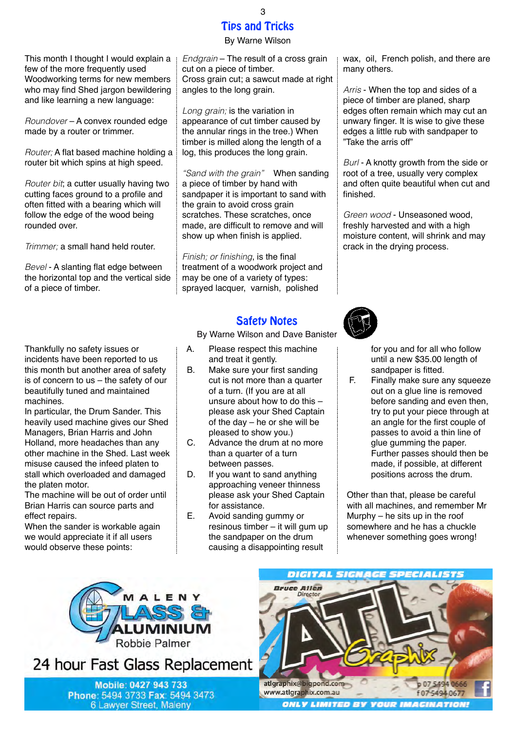## Tips and Tricks

By Warne Wilson

This month I thought I would explain a few of the more frequently used Woodworking terms for new members who may find Shed jargon bewildering and like learning a new language:

*Roundover* – A convex rounded edge made by a router or trimmer.

*Router;* A flat based machine holding a router bit which spins at high speed.

*Router bit*; a cutter usually having two cutting faces ground to a profile and often fitted with a bearing which will follow the edge of the wood being rounded over.

*Trimmer;* a small hand held router.

*Bevel* - A slanting flat edge between the horizontal top and the vertical side of a piece of timber.

*Endgrain* – The result of a cross grain cut on a piece of timber.
Cross grain cut; a sawcut made at right angles to the long grain.

*Long grain;* is the variation in appearance of cut timber caused by the annular rings in the tree.) When timber is milled along the length of a log, this produces the long grain.

*"Sand with the grain"* When sanding a piece of timber by hand with sandpaper it is important to sand with the grain to avoid cross grain scratches. These scratches, once made, are difficult to remove and will show up when finish is applied.

*Finish; or finishing*, is the final treatment of a woodwork project and may be one of a variety of types: sprayed lacquer, varnish, polished wax, oil, French polish, and there are many others.

*Arris* - When the top and sides of a piece of timber are planed, sharp edges often remain which may cut an unwary finger. It is wise to give these edges a little rub with sandpaper to "Take the arris off"

*Burl* - A knotty growth from the side or root of a tree, usually very complex and often quite beautiful when cut and finished.

*Green wood* - Unseasoned wood, freshly harvested and with a high moisture content, will shrink and may crack in the drying process.

## Safety Notes

By Warne Wilson and Dave Banister

Thankfully no safety issues or incidents have been reported to us this month but another area of safety is of concern to us – the safety of our beautifully tuned and maintained machines.
In particular, the Drum Sander. This heavily used machine gives our Shed Managers, Brian Harris and John Holland, more headaches than any other machine in the Shed. Last week misuse caused the infeed platen to stall which overloaded and damaged the platen motor.
The machine will be out of order until Brian Harris can source parts and effect repairs.
When the sander is workable again we would appreciate it if all users would observe these points:

A. Please respect this machine and treat it gently.
B. Make sure your first sanding cut is not more than a quarter of a turn. (If you are at all unsure about how to do this – please ask your Shed Captain of the day – he or she will be pleased to show you.)
C. Advance the drum at no more than a quarter of a turn between passes.
D. If you want to sand anything approaching veneer thinness please ask your Shed Captain for assistance.
E. Avoid sanding gummy or resinous timber – it will gum up the sandpaper on the drum causing a disappointing result for you and for all who follow until a new $35.00 length of sandpaper is fitted.
F. Finally make sure any squeeze out on a glue line is removed before sanding and even then, try to put your piece through at an angle for the first couple of passes to avoid a thin line of glue gumming the paper. Further passes should then be made, if possible, at different positions across the drum.

Other than that, please be careful with all machines, and remember Mr Murphy – he sits up in the roof somewhere and he has a chuckle whenever something goes wrong!

MALENY GLASS & ALUMINIUM
Robbie Palmer
24 hour Fast Glass Replacement
Mobile: 0427 943 733
Phone: 5494 3733 Fax: 5494 3473
6 Lawyer Street, Maleny

DIGITAL SIGNAGE SPECIALISTS
Bruce Allen
Director
ATL Graphix
atlgraphix@bigpond.com
www.atlgraphix.com.au
p 07 5494 0666
f 07 5494 0677
ONLY LIMITED BY YOUR IMAGINATION!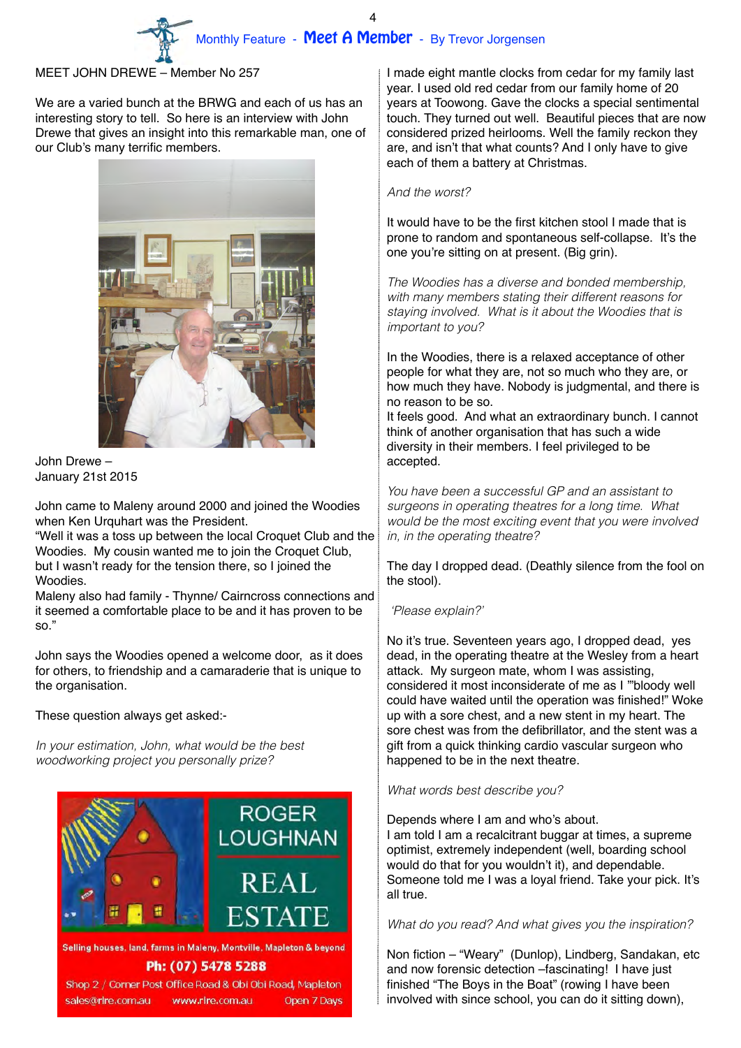# Monthly Feature - Meet A Member - By Trevor Jorgensen

MEET JOHN DREWE – Member No 257

We are a varied bunch at the BRWG and each of us has an interesting story to tell. So here is an interview with John Drewe that gives an insight into this remarkable man, one of our Club's many terrific members.

John Drewe –
January 21st 2015

John came to Maleny around 2000 and joined the Woodies when Ken Urquhart was the President.
"Well it was a toss up between the local Croquet Club and the Woodies. My cousin wanted me to join the Croquet Club, but I wasn't ready for the tension there, so I joined the Woodies.
Maleny also had family - Thynne/ Cairncross connections and it seemed a comfortable place to be and it has proven to be so."

John says the Woodies opened a welcome door, as it does for others, to friendship and a camaraderie that is unique to the organisation.

These question always get asked:-

*In your estimation, John, what would be the best woodworking project you personally prize?*

ROGER LOUGHNAN REAL ESTATE
Selling houses, land, farms in Maleny, Montville, Mapleton & beyond
Ph: (07) 5478 5288
Shop 2 / Corner Post Office Road & Obi Obi Road, Mapleton
sales@rlre.com.au www.rlre.com.au Open 7 Days

I made eight mantle clocks from cedar for my family last year. I used old red cedar from our family home of 20 years at Toowong. Gave the clocks a special sentimental touch. They turned out well. Beautiful pieces that are now considered prized heirlooms. Well the family reckon they are, and isn't that what counts? And I only have to give each of them a battery at Christmas.

*And the worst?*

It would have to be the first kitchen stool I made that is prone to random and spontaneous self-collapse. It's the one you're sitting on at present. (Big grin).

*The Woodies has a diverse and bonded membership, with many members stating their different reasons for staying involved. What is it about the Woodies that is important to you?*

In the Woodies, there is a relaxed acceptance of other people for what they are, not so much who they are, or how much they have. Nobody is judgmental, and there is no reason to be so.
It feels good. And what an extraordinary bunch. I cannot think of another organisation that has such a wide diversity in their members. I feel privileged to be accepted.

*You have been a successful GP and an assistant to surgeons in operating theatres for a long time. What would be the most exciting event that you were involved in, in the operating theatre?*

The day I dropped dead. (Deathly silence from the fool on the stool).

*'Please explain?'*

No it's true. Seventeen years ago, I dropped dead, yes dead, in the operating theatre at the Wesley from a heart attack. My surgeon mate, whom I was assisting, considered it most inconsiderate of me as I '"bloody well could have waited until the operation was finished!" Woke up with a sore chest, and a new stent in my heart. The sore chest was from the defibrillator, and the stent was a gift from a quick thinking cardio vascular surgeon who happened to be in the next theatre.

*What words best describe you?*

Depends where I am and who's about.
I am told I am a recalcitrant buggar at times, a supreme optimist, extremely independent (well, boarding school would do that for you wouldn't it), and dependable. Someone told me I was a loyal friend. Take your pick. It's all true.

*What do you read? And what gives you the inspiration?*

Non fiction – "Weary" (Dunlop), Lindberg, Sandakan, etc and now forensic detection –fascinating! I have just finished "The Boys in the Boat" (rowing I have been involved with since school, you can do it sitting down),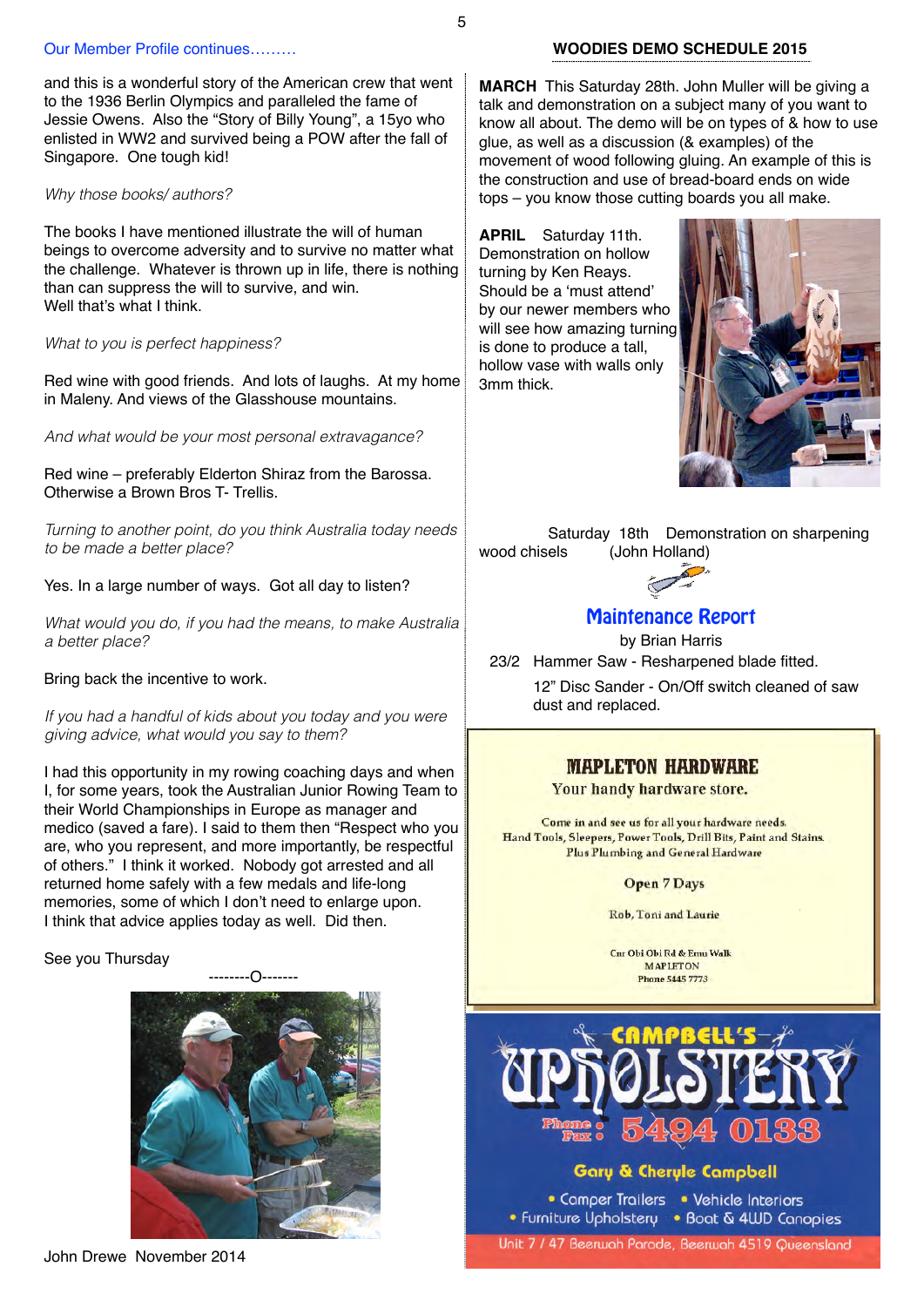Our Member Profile continues………

and this is a wonderful story of the American crew that went to the 1936 Berlin Olympics and paralleled the fame of Jessie Owens. Also the "Story of Billy Young", a 15yo who enlisted in WW2 and survived being a POW after the fall of Singapore. One tough kid!

*Why those books/ authors?*

The books I have mentioned illustrate the will of human beings to overcome adversity and to survive no matter what the challenge. Whatever is thrown up in life, there is nothing than can suppress the will to survive, and win.
Well that's what I think.

*What to you is perfect happiness?*

Red wine with good friends. And lots of laughs. At my home in Maleny. And views of the Glasshouse mountains.

*And what would be your most personal extravagance?*

Red wine – preferably Elderton Shiraz from the Barossa. Otherwise a Brown Bros T- Trellis.

*Turning to another point, do you think Australia today needs to be made a better place?*

Yes. In a large number of ways. Got all day to listen?

*What would you do, if you had the means, to make Australia a better place?*

Bring back the incentive to work.

*If you had a handful of kids about you today and you were giving advice, what would you say to them?*

I had this opportunity in my rowing coaching days and when I, for some years, took the Australian Junior Rowing Team to their World Championships in Europe as manager and medico (saved a fare). I said to them then "Respect who you are, who you represent, and more importantly, be respectful of others." I think it worked. Nobody got arrested and all returned home safely with a few medals and life-long memories, some of which I don't need to enlarge upon.
I think that advice applies today as well. Did then.

See you Thursday

--------O-------

John Drewe November 2014

## WOODIES DEMO SCHEDULE 2015

**MARCH** This Saturday 28th. John Muller will be giving a talk and demonstration on a subject many of you want to know all about. The demo will be on types of & how to use glue, as well as a discussion (& examples) of the movement of wood following gluing. An example of this is the construction and use of bread-board ends on wide tops – you know those cutting boards you all make.

**APRIL** Saturday 11th. Demonstration on hollow turning by Ken Reays. Should be a 'must attend' by our newer members who will see how amazing turning is done to produce a tall, hollow vase with walls only 3mm thick.

Saturday 18th Demonstration on sharpening wood chisels (John Holland)

## Maintenance Report

by Brian Harris

23/2 Hammer Saw - Resharpened blade fitted.

12" Disc Sander - On/Off switch cleaned of saw dust and replaced.

**MAPLETON HARDWARE**
Your handy hardware store.

Come in and see us for all your hardware needs.
Hand Tools, Sleepers, Power Tools, Drill Bits, Paint and Stains.
Plus Plumbing and General Hardware

**Open 7 Days**

Rob, Toni and Laurie

Cnr Obi Obi Rd & Emu Walk
MAPLETON
Phone 5445 7773

**CAMPBELL'S UPHOLSTERY**
Phone : Fax : 5494 0133

**Gary & Cheryle Campbell**

- Camper Trailers
- Vehicle Interiors
- Furniture Upholstery
- Boat & 4WD Canopies

Unit 7 / 47 Beerwah Parade, Beerwah 4519 Queensland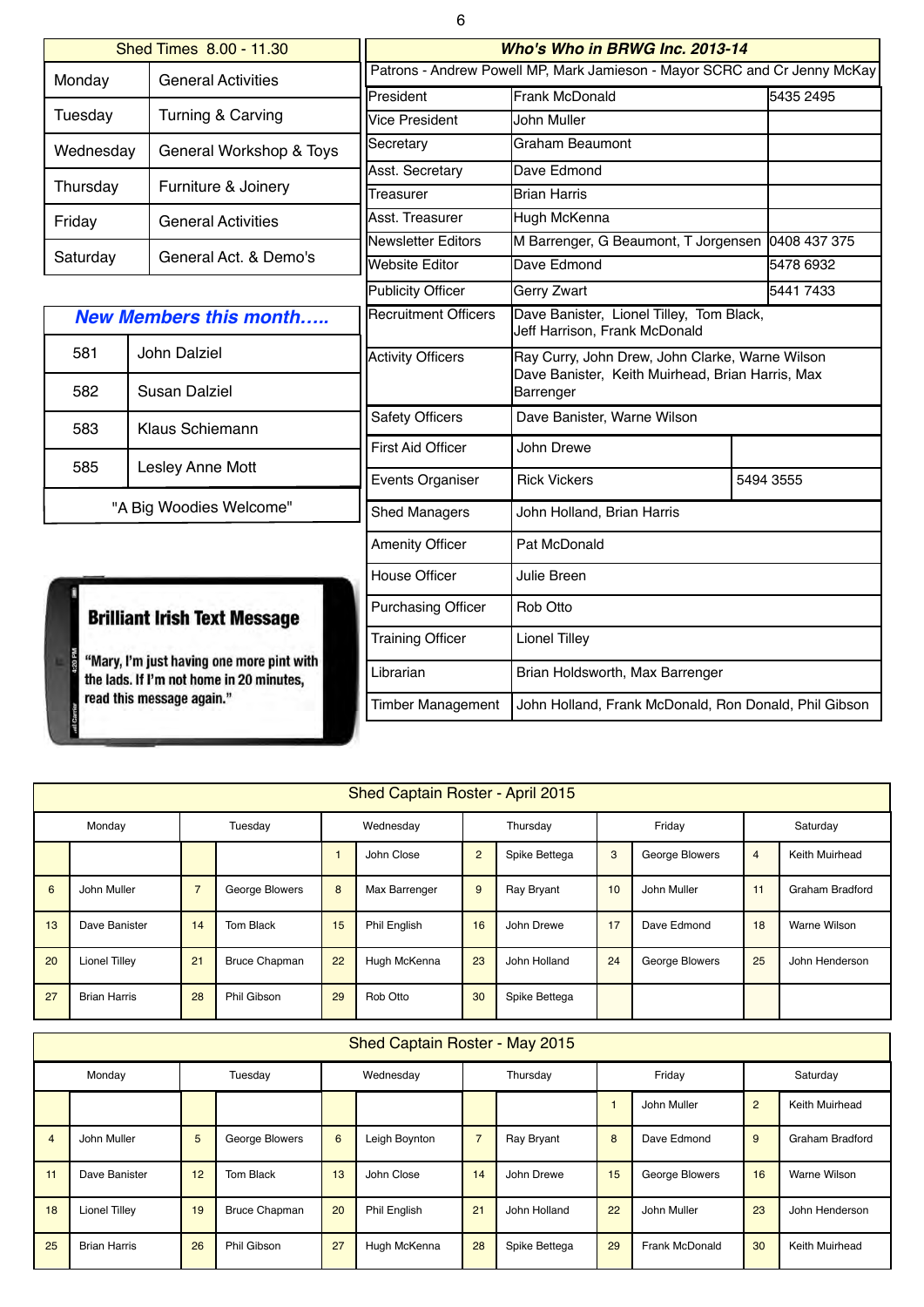| Shed Times 8.00 - 11.30 | |
|---|---|
| Monday | General Activities |
| Tuesday | Turning & Carving |
| Wednesday | General Workshop & Toys |
| Thursday | Furniture & Joinery |
| Friday | General Activities |
| Saturday | General Act. & Demo's |

| *New Members this month…..* | |
|---|---|
| 581 | John Dalziel |
| 582 | Susan Dalziel |
| 583 | Klaus Schiemann |
| 585 | Lesley Anne Mott |
| "A Big Woodies Welcome" | |

**Brilliant Irish Text Message**

"Mary, I'm just having one more pint with the lads. If I'm not home in 20 minutes, read this message again."

| *Who's Who in BRWG Inc. 2013-14* | | |
|---|---|---|
| Patrons - Andrew Powell MP, Mark Jamieson - Mayor SCRC and Cr Jenny McKay | | |
| President | Frank McDonald | 5435 2495 |
| Vice President | John Muller | |
| Secretary | Graham Beaumont | |
| Asst. Secretary | Dave Edmond | |
| Treasurer | Brian Harris | |
| Asst. Treasurer | Hugh McKenna | |
| Newsletter Editors | M Barrenger, G Beaumont, T Jorgensen | 0408 437 375 |
| Website Editor | Dave Edmond | 5478 6932 |
| Publicity Officer | Gerry Zwart | 5441 7433 |
| Recruitment Officers | Dave Banister, Lionel Tilley, Tom Black, Jeff Harrison, Frank McDonald | |
| Activity Officers | Ray Curry, John Drew, John Clarke, Warne Wilson Dave Banister, Keith Muirhead, Brian Harris, Max Barrenger | |
| Safety Officers | Dave Banister, Warne Wilson | |
| First Aid Officer | John Drewe | |
| Events Organiser | Rick Vickers | 5494 3555 |
| Shed Managers | John Holland, Brian Harris | |
| Amenity Officer | Pat McDonald | |
| House Officer | Julie Breen | |
| Purchasing Officer | Rob Otto | |
| Training Officer | Lionel Tilley | |
| Librarian | Brian Holdsworth, Max Barrenger | |
| Timber Management | John Holland, Frank McDonald, Ron Donald, Phil Gibson | |

**Shed Captain Roster - April 2015**

| Monday | | Tuesday | | Wednesday | | Thursday | | Friday | | Saturday | |
|---|---|---|---|---|---|---|---|---|---|---|---|
| | | | | 1 | John Close | 2 | Spike Bettega | 3 | George Blowers | 4 | Keith Muirhead |
| 6 | John Muller | 7 | George Blowers | 8 | Max Barrenger | 9 | Ray Bryant | 10 | John Muller | 11 | Graham Bradford |
| 13 | Dave Banister | 14 | Tom Black | 15 | Phil English | 16 | John Drewe | 17 | Dave Edmond | 18 | Warne Wilson |
| 20 | Lionel Tilley | 21 | Bruce Chapman | 22 | Hugh McKenna | 23 | John Holland | 24 | George Blowers | 25 | John Henderson |
| 27 | Brian Harris | 28 | Phil Gibson | 29 | Rob Otto | 30 | Spike Bettega | | | | |

**Shed Captain Roster - May 2015**

| Monday | | Tuesday | | Wednesday | | Thursday | | Friday | | Saturday | |
|---|---|---|---|---|---|---|---|---|---|---|---|
| | | | | | | | | 1 | John Muller | 2 | Keith Muirhead |
| 4 | John Muller | 5 | George Blowers | 6 | Leigh Boynton | 7 | Ray Bryant | 8 | Dave Edmond | 9 | Graham Bradford |
| 11 | Dave Banister | 12 | Tom Black | 13 | John Close | 14 | John Drewe | 15 | George Blowers | 16 | Warne Wilson |
| 18 | Lionel Tilley | 19 | Bruce Chapman | 20 | Phil English | 21 | John Holland | 22 | John Muller | 23 | John Henderson |
| 25 | Brian Harris | 26 | Phil Gibson | 27 | Hugh McKenna | 28 | Spike Bettega | 29 | Frank McDonald | 30 | Keith Muirhead |